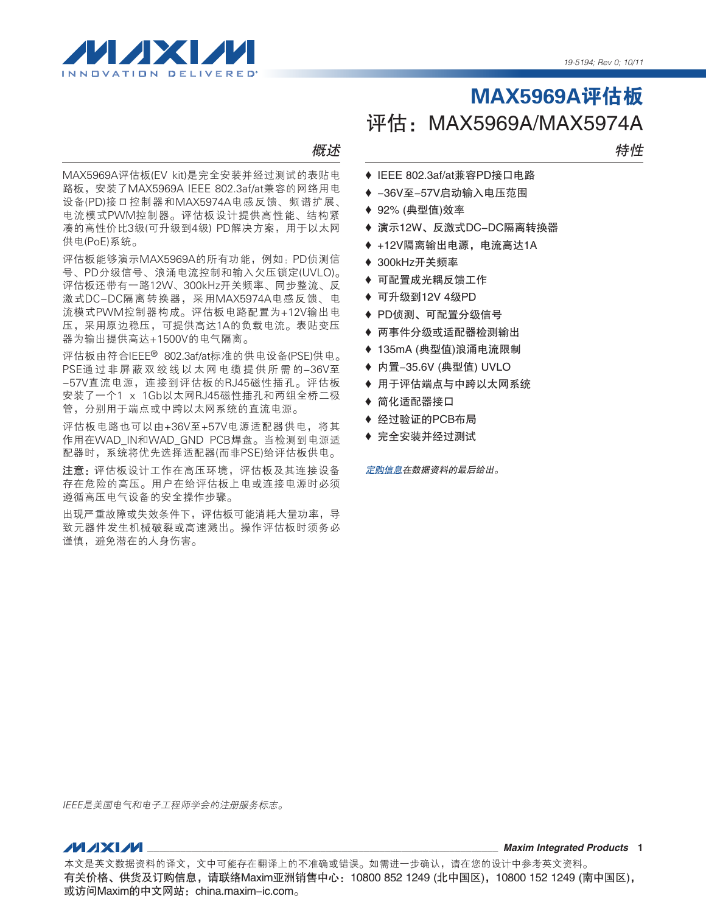# MAX5969A评估板

## 评估：MAX5969A/MAX5974A

### 概述

MAX5969A评估板(EV kit)是完全安装并经过测试的表贴电路板，安装了MAX5969A IEEE 802.3af/at兼容的网络用电设备(PD)接口控制器和MAX5974A电感反馈、频谱扩展、电流模式PWM控制器。评估板设计提供高性能、结构紧凑的高性价比3级(可升级到4级) PD解决方案，用于以太网供电(PoE)系统。

评估板能够演示MAX5969A的所有功能，例如：PD侦测信号、PD分级信号、浪涌电流控制和输入欠压锁定(UVLO)。评估板还带有一路12W、300kHz开关频率、同步整流、反激式DC–DC隔离转换器，采用MAX5974A电感反馈、电流模式PWM控制器构成。评估板电路配置为+12V输出电压，采用原边稳压，可提供高达1A的负载电流。表贴变压器为输出提供高达+1500V的电气隔离。

评估板由符合IEEE® 802.3af/at标准的供电设备(PSE)供电。PSE通过非屏蔽双绞线以太网电缆提供所需的–36V至–57V直流电源，连接到评估板的RJ45磁性插孔。评估板安装了一个1 x 1Gb以太网RJ45磁性插孔和两组全桥二极管，分别用于端点或中跨以太网系统的直流电源。

评估板电路也可以由+36V至+57V电源适配器供电，将其作用在WAD_IN和WAD_GND PCB焊盘。当检测到电源适配器时，系统将优先选择适配器(而非PSE)给评估板供电。

**注意：**评估板设计工作在高压环境，评估板及其连接设备存在危险的高压。用户在给评估板上电或连接电源时必须遵循高压电气设备的安全操作步骤。

出现严重故障或失效条件下，评估板可能消耗大量功率，导致元器件发生机械破裂或高速溅出。操作评估板时须务必谨慎，避免潜在的人身伤害。

### 特性

- ♦ IEEE 802.3af/at兼容PD接口电路
- ♦ –36V至–57V启动输入电压范围
- ♦ 92% (典型值)效率
- ♦ 演示12W、反激式DC–DC隔离转换器
- ♦ +12V隔离输出电源，电流高达1A
- ♦ 300kHz开关频率
- ♦ 可配置成光耦反馈工作
- ♦ 可升级到12V 4级PD
- ♦ PD侦测、可配置分级信号
- ♦ 两事件分级或适配器检测输出
- ♦ 135mA (典型值)浪涌电流限制
- ♦ 内置–35.6V (典型值) UVLO
- ♦ 用于评估端点与中跨以太网系统
- ♦ 简化适配器接口
- ♦ 经过验证的PCB布局
- ♦ 完全安装并经过测试

*定购信息在数据资料的最后给出。*

*IEEE是美国电气和电子工程师学会的注册服务标志。*

本文是英文数据资料的译文，文中可能存在翻译上的不准确或错误。如需进一步确认，请在您的设计中参考英文资料。
**有关价格、供货及订购信息，请联络Maxim亚洲销售中心：10800 852 1249 (北中国区)，10800 152 1249 (南中国区)，或访问Maxim的中文网站：china.maxim-ic.com。**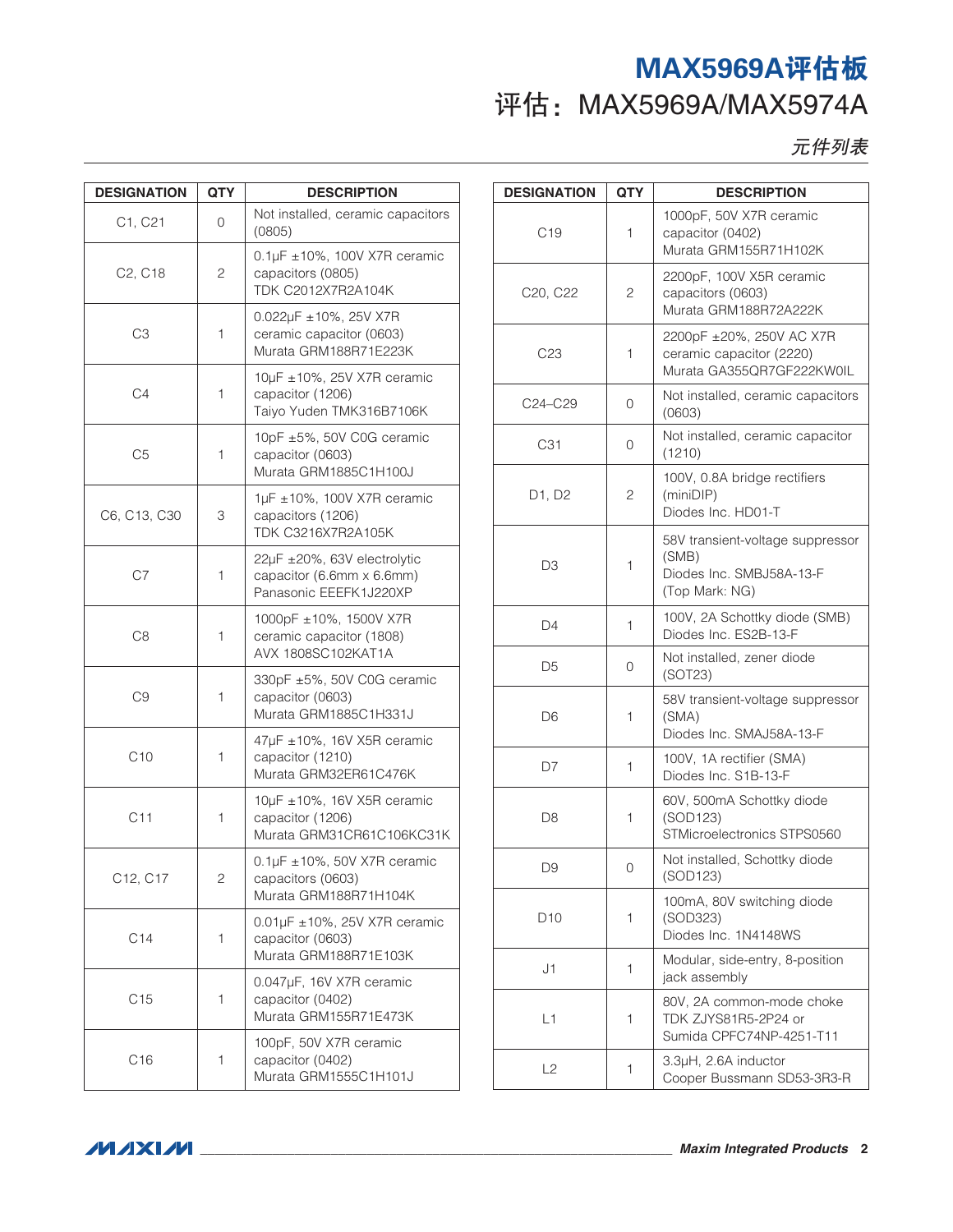## 元件列表

| DESIGNATION | QTY | DESCRIPTION |
|---|---|---|
| C1, C21 | 0 | Not installed, ceramic capacitors (0805) |
| C2, C18 | 2 | 0.1µF ±10%, 100V X7R ceramic capacitors (0805) TDK C2012X7R2A104K |
| C3 | 1 | 0.022µF ±10%, 25V X7R ceramic capacitor (0603) Murata GRM188R71E223K |
| C4 | 1 | 10µF ±10%, 25V X7R ceramic capacitor (1206) Taiyo Yuden TMK316B7106K |
| C5 | 1 | 10pF ±5%, 50V C0G ceramic capacitor (0603) Murata GRM1885C1H100J |
| C6, C13, C30 | 3 | 1µF ±10%, 100V X7R ceramic capacitors (1206) TDK C3216X7R2A105K |
| C7 | 1 | 22µF ±20%, 63V electrolytic capacitor (6.6mm x 6.6mm) Panasonic EEEFK1J220XP |
| C8 | 1 | 1000pF ±10%, 1500V X7R ceramic capacitor (1808) AVX 1808SC102KAT1A |
| C9 | 1 | 330pF ±5%, 50V C0G ceramic capacitor (0603) Murata GRM1885C1H331J |
| C10 | 1 | 47µF ±10%, 16V X5R ceramic capacitor (1210) Murata GRM32ER61C476K |
| C11 | 1 | 10µF ±10%, 16V X5R ceramic capacitor (1206) Murata GRM31CR61C106KC31K |
| C12, C17 | 2 | 0.1µF ±10%, 50V X7R ceramic capacitors (0603) Murata GRM188R71H104K |
| C14 | 1 | 0.01µF ±10%, 25V X7R ceramic capacitor (0603) Murata GRM188R71E103K |
| C15 | 1 | 0.047µF, 16V X7R ceramic capacitor (0402) Murata GRM155R71E473K |
| C16 | 1 | 100pF, 50V X7R ceramic capacitor (0402) Murata GRM1555C1H101J |
| C19 | 1 | 1000pF, 50V X7R ceramic capacitor (0402) Murata GRM155R71H102K |
| C20, C22 | 2 | 2200pF, 100V X5R ceramic capacitors (0603) Murata GRM188R72A222K |
| C23 | 1 | 2200pF ±20%, 250V AC X7R ceramic capacitor (2220) Murata GA355QR7GF222KW0IL |
| C24–C29 | 0 | Not installed, ceramic capacitors (0603) |
| C31 | 0 | Not installed, ceramic capacitor (1210) |
| D1, D2 | 2 | 100V, 0.8A bridge rectifiers (miniDIP) Diodes Inc. HD01-T |
| D3 | 1 | 58V transient-voltage suppressor (SMB) Diodes Inc. SMBJ58A-13-F (Top Mark: NG) |
| D4 | 1 | 100V, 2A Schottky diode (SMB) Diodes Inc. ES2B-13-F |
| D5 | 0 | Not installed, zener diode (SOT23) |
| D6 | 1 | 58V transient-voltage suppressor (SMA) Diodes Inc. SMAJ58A-13-F |
| D7 | 1 | 100V, 1A rectifier (SMA) Diodes Inc. S1B-13-F |
| D8 | 1 | 60V, 500mA Schottky diode (SOD123) STMicroelectronics STPS0560 |
| D9 | 0 | Not installed, Schottky diode (SOD123) |
| D10 | 1 | 100mA, 80V switching diode (SOD323) Diodes Inc. 1N4148WS |
| J1 | 1 | Modular, side-entry, 8-position jack assembly |
| L1 | 1 | 80V, 2A common-mode choke TDK ZJYS81R5-2P24 or Sumida CPFC74NP-4251-T11 |
| L2 | 1 | 3.3µH, 2.6A inductor Cooper Bussmann SD53-3R3-R |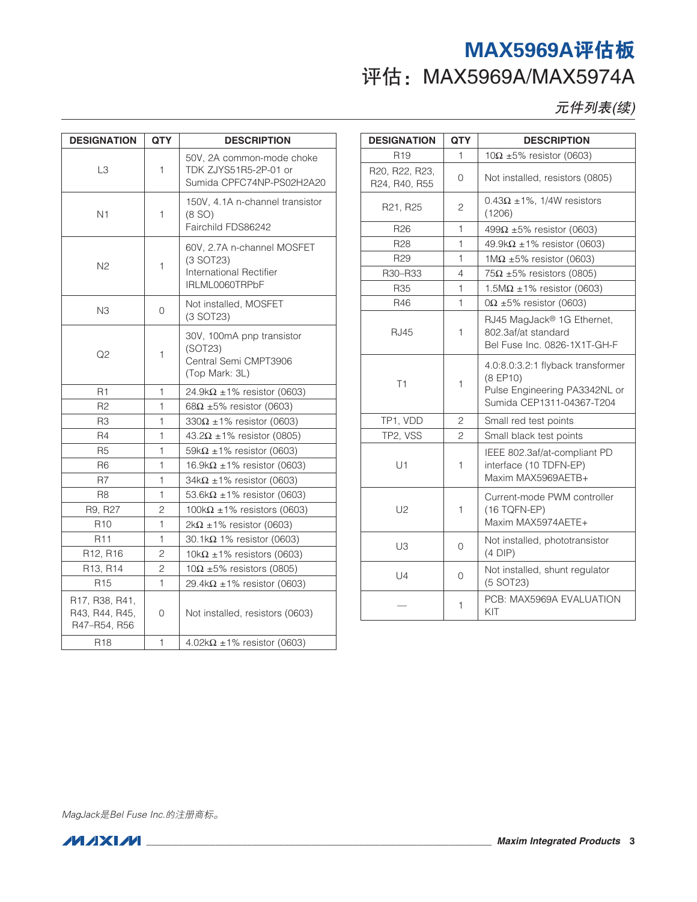## 元件列表(续)

| DESIGNATION | QTY | DESCRIPTION |
|---|---|---|
| L3 | 1 | 50V, 2A common-mode choke TDK ZJYS51R5-2P-01 or Sumida CPFC74NP-PS02H2A20 |
| N1 | 1 | 150V, 4.1A n-channel transistor (8 SO) Fairchild FDS86242 |
| N2 | 1 | 60V, 2.7A n-channel MOSFET (3 SOT23) International Rectifier IRLML0060TRPbF |
| N3 | 0 | Not installed, MOSFET (3 SOT23) |
| Q2 | 1 | 30V, 100mA pnp transistor (SOT23) Central Semi CMPT3906 (Top Mark: 3L) |
| R1 | 1 | 24.9kΩ ±1% resistor (0603) |
| R2 | 1 | 68Ω ±5% resistor (0603) |
| R3 | 1 | 330Ω ±1% resistor (0603) |
| R4 | 1 | 43.2Ω ±1% resistor (0805) |
| R5 | 1 | 59kΩ ±1% resistor (0603) |
| R6 | 1 | 16.9kΩ ±1% resistor (0603) |
| R7 | 1 | 34kΩ ±1% resistor (0603) |
| R8 | 1 | 53.6kΩ ±1% resistor (0603) |
| R9, R27 | 2 | 100kΩ ±1% resistors (0603) |
| R10 | 1 | 2kΩ ±1% resistor (0603) |
| R11 | 1 | 30.1kΩ 1% resistor (0603) |
| R12, R16 | 2 | 10kΩ ±1% resistors (0603) |
| R13, R14 | 2 | 10Ω ±5% resistors (0805) |
| R15 | 1 | 29.4kΩ ±1% resistor (0603) |
| R17, R38, R41, R43, R44, R45, R47–R54, R56 | 0 | Not installed, resistors (0603) |
| R18 | 1 | 4.02kΩ ±1% resistor (0603) |
| R19 | 1 | 10Ω ±5% resistor (0603) |
| R20, R22, R23, R24, R40, R55 | 0 | Not installed, resistors (0805) |
| R21, R25 | 2 | 0.43Ω ±1%, 1/4W resistors (1206) |
| R26 | 1 | 499Ω ±5% resistor (0603) |
| R28 | 1 | 49.9kΩ ±1% resistor (0603) |
| R29 | 1 | 1MΩ ±5% resistor (0603) |
| R30–R33 | 4 | 75Ω ±5% resistors (0805) |
| R35 | 1 | 1.5MΩ ±1% resistor (0603) |
| R46 | 1 | 0Ω ±5% resistor (0603) |
| RJ45 | 1 | RJ45 MagJack® 1G Ethernet, 802.3af/at standard Bel Fuse Inc. 0826-1X1T-GH-F |
| T1 | 1 | 4.0:8.0:3.2:1 flyback transformer (8 EP10) Pulse Engineering PA3342NL or Sumida CEP1311-04367-T204 |
| TP1, VDD | 2 | Small red test points |
| TP2, VSS | 2 | Small black test points |
| U1 | 1 | IEEE 802.3af/at-compliant PD interface (10 TDFN-EP) Maxim MAX5969AETB+ |
| U2 | 1 | Current-mode PWM controller (16 TQFN-EP) Maxim MAX5974AETE+ |
| U3 | 0 | Not installed, phototransistor (4 DIP) |
| U4 | 0 | Not installed, shunt regulator (5 SOT23) |
| — | 1 | PCB: MAX5969A EVALUATION KIT |

*MagJack是Bel Fuse Inc.的注册商标。*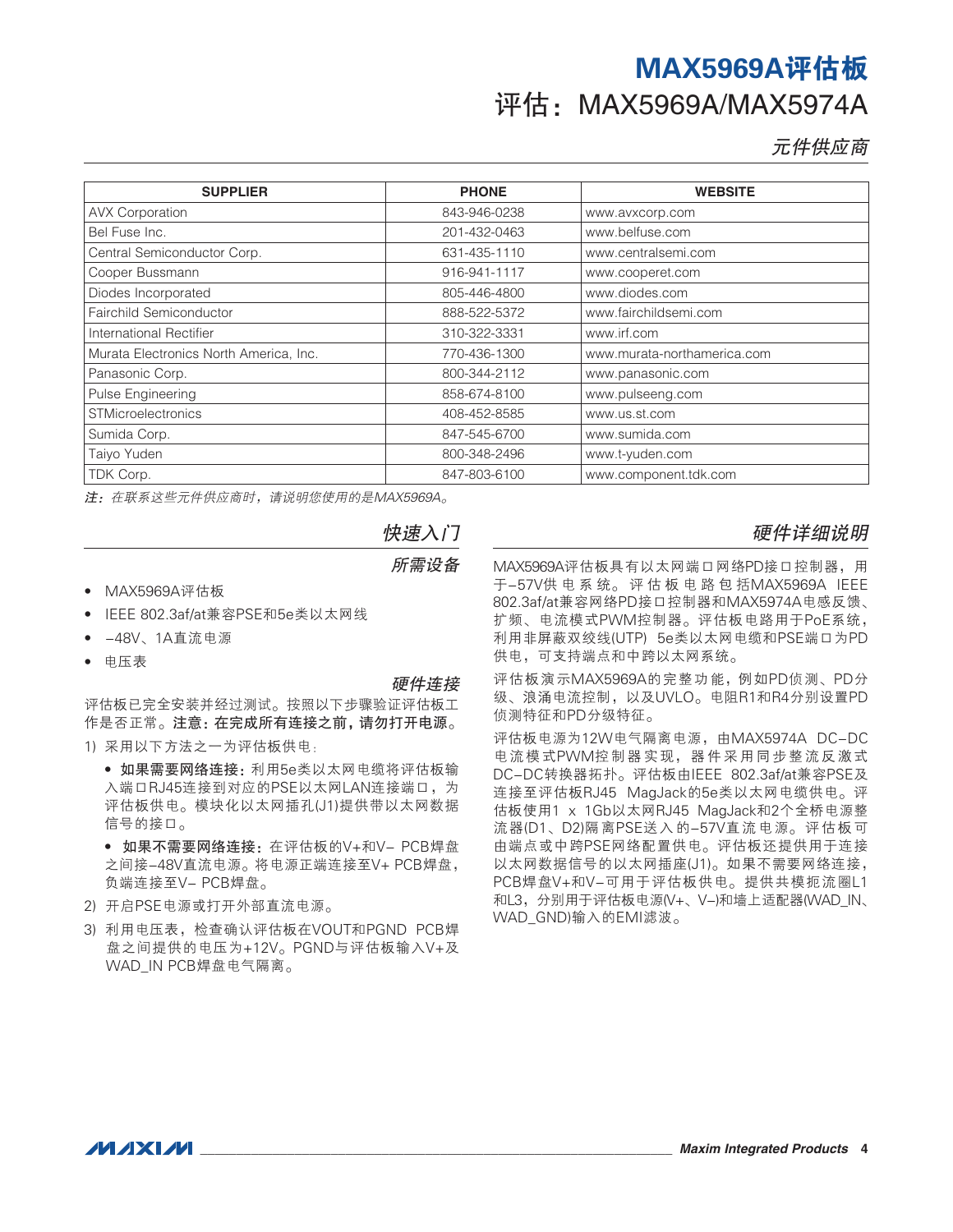## 元件供应商

| SUPPLIER | PHONE | WEBSITE |
|---|---|---|
| AVX Corporation | 843-946-0238 | www.avxcorp.com |
| Bel Fuse Inc. | 201-432-0463 | www.belfuse.com |
| Central Semiconductor Corp. | 631-435-1110 | www.centralsemi.com |
| Cooper Bussmann | 916-941-1117 | www.cooperet.com |
| Diodes Incorporated | 805-446-4800 | www.diodes.com |
| Fairchild Semiconductor | 888-522-5372 | www.fairchildsemi.com |
| International Rectifier | 310-322-3331 | www.irf.com |
| Murata Electronics North America, Inc. | 770-436-1300 | www.murata-northamerica.com |
| Panasonic Corp. | 800-344-2112 | www.panasonic.com |
| Pulse Engineering | 858-674-8100 | www.pulseeng.com |
| STMicroelectronics | 408-452-8585 | www.us.st.com |
| Sumida Corp. | 847-545-6700 | www.sumida.com |
| Taiyo Yuden | 800-348-2496 | www.t-yuden.com |
| TDK Corp. | 847-803-6100 | www.component.tdk.com |

*注：在联系这些元件供应商时，请说明您使用的是MAX5969A。*

## 快速入门

### 所需设备

- MAX5969A评估板
- IEEE 802.3af/at兼容PSE和5e类以太网线
- –48V、1A直流电源
- 电压表

### 硬件连接

评估板已完全安装并经过测试。按照以下步骤验证评估板工作是否正常。**注意：在完成所有连接之前，请勿打开电源。**

1) 采用以下方法之一为评估板供电：
   - **如果需要网络连接：**利用5e类以太网电缆将评估板输入端口RJ45连接到对应的PSE以太网LAN连接端口，为评估板供电。模块化以太网插孔(J1)提供带以太网数据信号的接口。
   - **如果不需要网络连接：**在评估板的V+和V– PCB焊盘之间接–48V直流电源。将电源正端连接至V+ PCB焊盘，负端连接至V– PCB焊盘。
2) 开启PSE电源或打开外部直流电源。
3) 利用电压表，检查确认评估板在VOUT和PGND PCB焊盘之间提供的电压为+12V。PGND与评估板输入V+及WAD_IN PCB焊盘电气隔离。

## 硬件详细说明

MAX5969A评估板具有以太网端口网络PD接口控制器，用于–57V供电系统。评估板电路包括MAX5969A IEEE 802.3af/at兼容网络PD接口控制器和MAX5974A电感反馈、扩频、电流模式PWM控制器。评估板电路用于PoE系统，利用非屏蔽双绞线(UTP) 5e类以太网电缆和PSE端口为PD供电，可支持端点和中跨以太网系统。

评估板演示MAX5969A的完整功能，例如PD侦测、PD分级、浪涌电流控制，以及UVLO。电阻R1和R4分别设置PD侦测特征和PD分级特征。

评估板电源为12W电气隔离电源，由MAX5974A DC-DC电流模式PWM控制器实现，器件采用同步整流反激式DC-DC转换器拓扑。评估板由IEEE 802.3af/at兼容PSE及连接至评估板RJ45 MagJack的5e类以太网电缆供电。评估板使用1 x 1Gb以太网RJ45 MagJack和2个全桥电源整流器(D1、D2)隔离PSE送入的–57V直流电源。评估板可由端点或中跨PSE网络配置供电。评估板还提供用于连接以太网数据信号的以太网插座(J1)。如果不需要网络连接，PCB焊盘V+和V–可用于评估板供电。提供共模扼流圈L1和L3，分别用于评估板电源(V+、V–)和墙上适配器(WAD_IN、WAD_GND)输入的EMI滤波。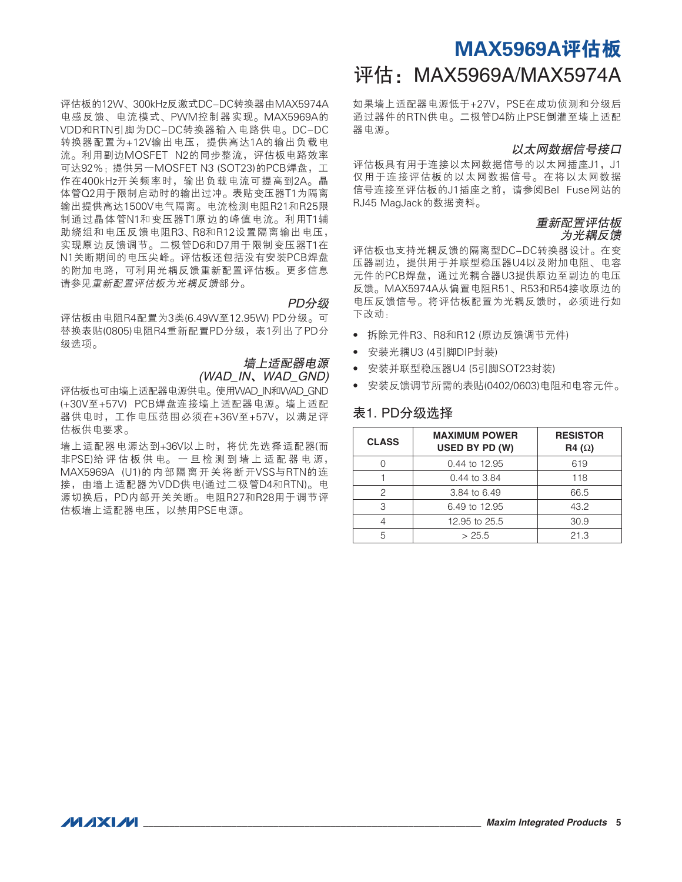评估板的12W、300kHz反激式DC-DC转换器由MAX5974A电感反馈、电流模式、PWM控制器实现。MAX5969A的VDD和RTN引脚为DC-DC转换器输入电路供电。DC-DC转换器配置为+12V输出电压，提供高达1A的输出负载电流。利用副边MOSFET N2的同步整流，评估板电路效率可达92%；提供另一MOSFET N3 (SOT23)的PCB焊盘，工作在400kHz开关频率时，输出负载电流可提高到2A。晶体管Q2用于限制启动时的输出过冲。表贴变压器T1为隔离输出提供高达1500V电气隔离。电流检测电阻R21和R25限制通过晶体管N1和变压器T1原边的峰值电流。利用T1辅助绕组和电压反馈电阻R3、R8和R12设置隔离输出电压，实现原边反馈调节。二极管D6和D7用于限制变压器T1在N1关断期间的电压尖峰。评估板还包括没有安装PCB焊盘的附加电路，可利用光耦反馈重新配置评估板。更多信息请参见*重新配置评估板为光耦反馈*部分。

### *PD分级*

评估板由电阻R4配置为3类(6.49W至12.95W) PD分级。可替换表贴(0805)电阻R4重新配置PD分级，表1列出了PD分级选项。

### *墙上适配器电源 (WAD_IN、WAD_GND)*

评估板也可由墙上适配器电源供电。使用WAD_IN和WAD_GND (+30V至+57V) PCB焊盘连接墙上适配器电源。墙上适配器供电时，工作电压范围必须在+36V至+57V，以满足评估板供电要求。

墙上适配器电源达到+36V以上时，将优先选择适配器(而非PSE)给评估板供电。一旦检测到墙上适配器电源，MAX5969A (U1)的内部隔离开关将断开VSS与RTN的连接，由墙上适配器为VDD供电(通过二极管D4和RTN)。电源切换后，PD内部开关关断。电阻R27和R28用于调节评估板墙上适配器电压，以禁用PSE电源。

如果墙上适配器电源低于+27V，PSE在成功侦测和分级后通过器件的RTN供电。二极管D4防止PSE倒灌至墙上适配器电源。

### *以太网数据信号接口*

评估板具有用于连接以太网数据信号的以太网插座J1，J1仅用于连接评估板的以太网数据信号。在将以太网数据信号连接至评估板的J1插座之前，请参阅Bel Fuse网站的RJ45 MagJack的数据资料。

### *重新配置评估板为光耦反馈*

评估板也支持光耦反馈的隔离型DC-DC转换器设计。在变压器副边，提供用于并联型稳压器U4以及附加电阻、电容元件的PCB焊盘，通过光耦合器U3提供原边至副边的电压反馈。MAX5974A从偏置电阻R51、R53和R54接收原边的电压反馈信号。将评估板配置为光耦反馈时，必须进行如下改动：

- 拆除元件R3、R8和R12 (原边反馈调节元件)
- 安装光耦U3 (4引脚DIP封装)
- 安装并联型稳压器U4 (5引脚SOT23封装)
- 安装反馈调节所需的表贴(0402/0603)电阻和电容元件。

## 表1. PD分级选择

| CLASS | MAXIMUM POWER USED BY PD (W) | RESISTOR R4 (Ω) |
|---|---|---|
| 0 | 0.44 to 12.95 | 619 |
| 1 | 0.44 to 3.84 | 118 |
| 2 | 3.84 to 6.49 | 66.5 |
| 3 | 6.49 to 12.95 | 43.2 |
| 4 | 12.95 to 25.5 | 30.9 |
| 5 | > 25.5 | 21.3 |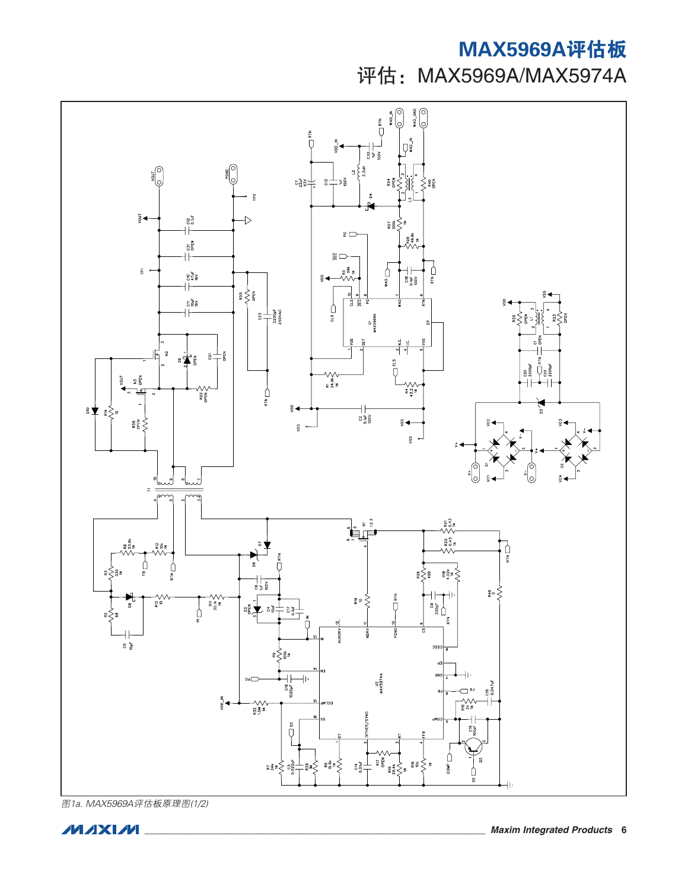图1a. MAX5969A评估板原理图(1/2)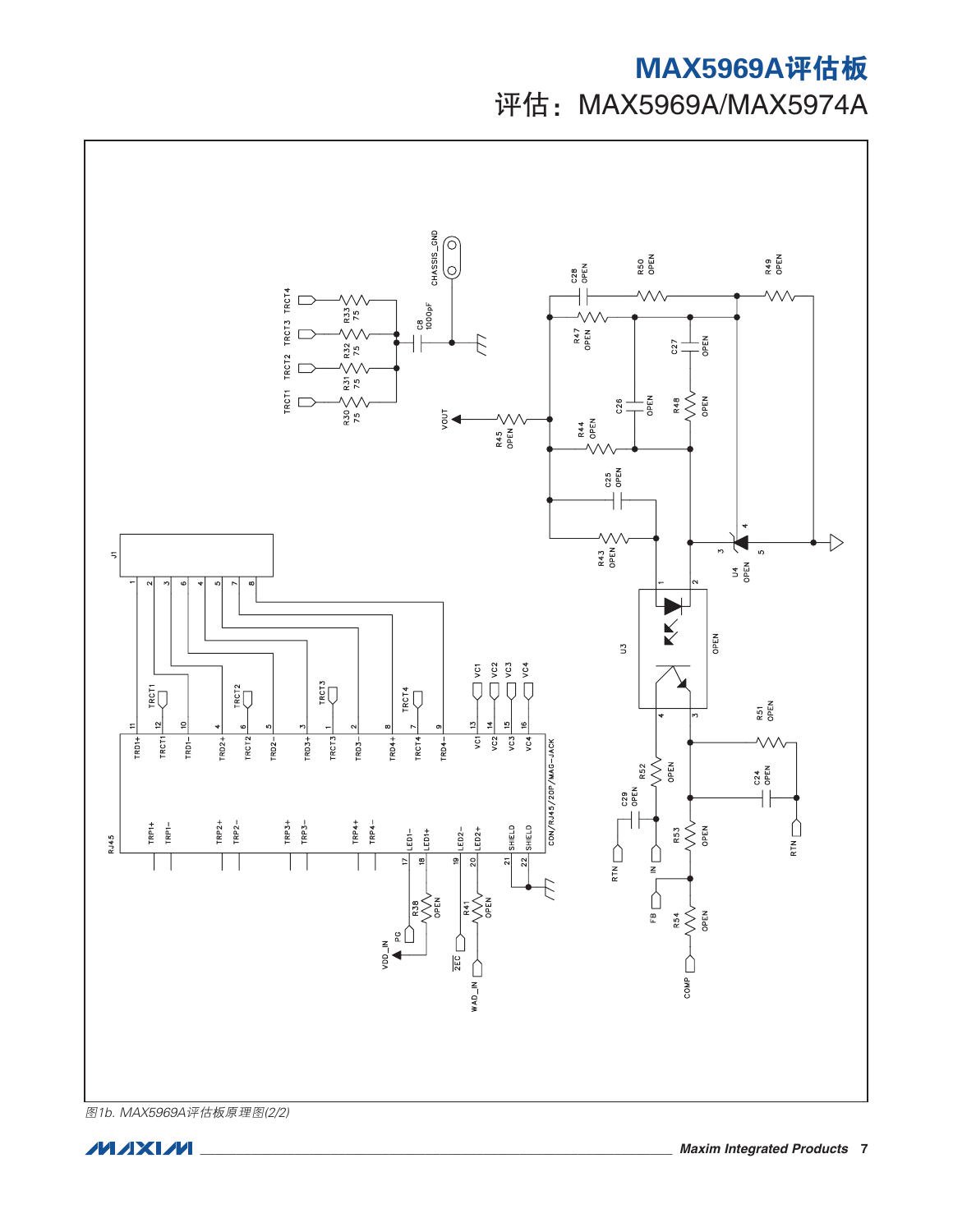# MAX5969A评估板

## 评估：MAX5969A/MAX5974A

图1b. MAX5969A评估板原理图(2/2)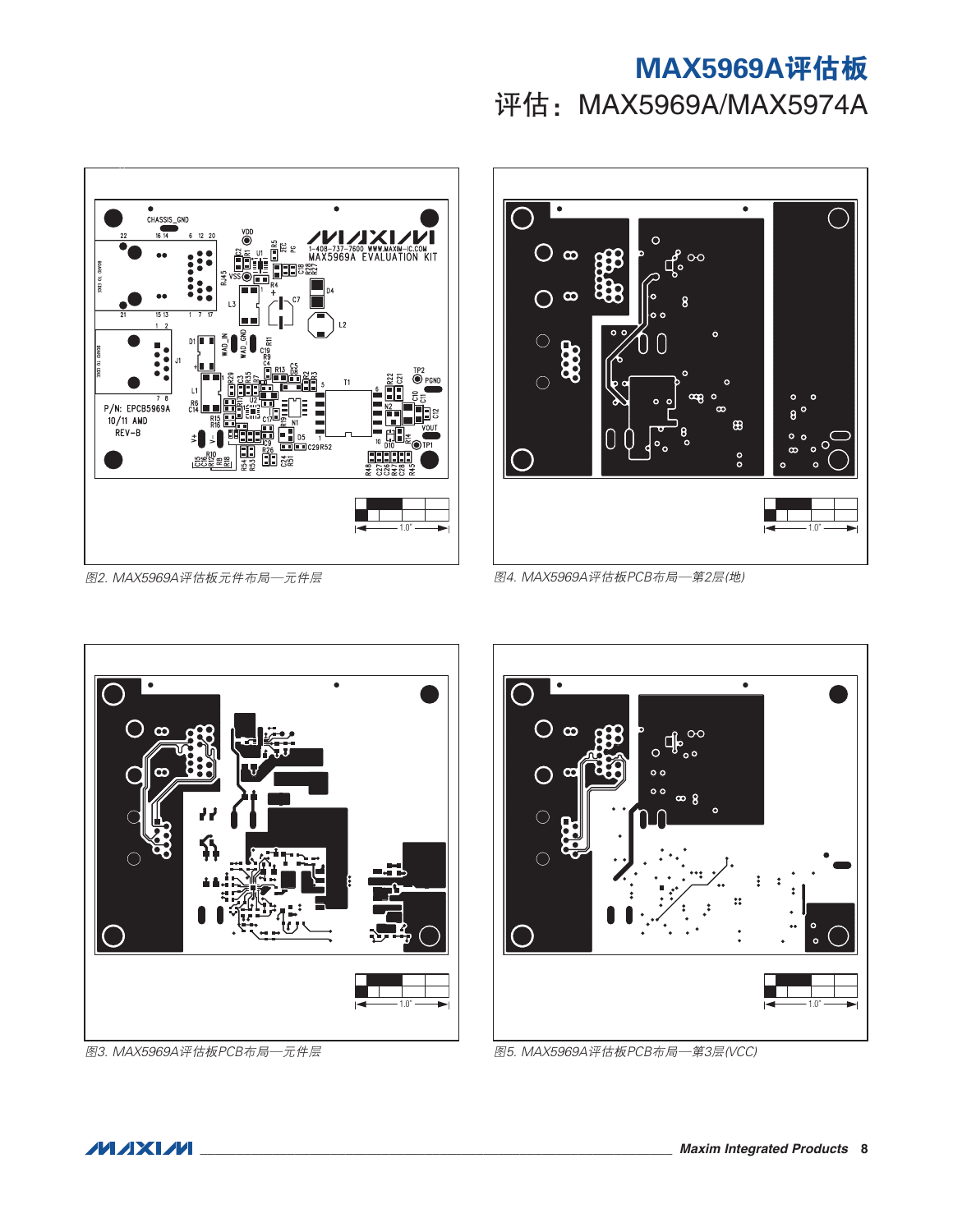图2. MAX5969A评估板元件布局—元件层

图4. MAX5969A评估板PCB布局—第2层(地)

图3. MAX5969A评估板PCB布局—元件层

图5. MAX5969A评估板PCB布局—第3层(VCC)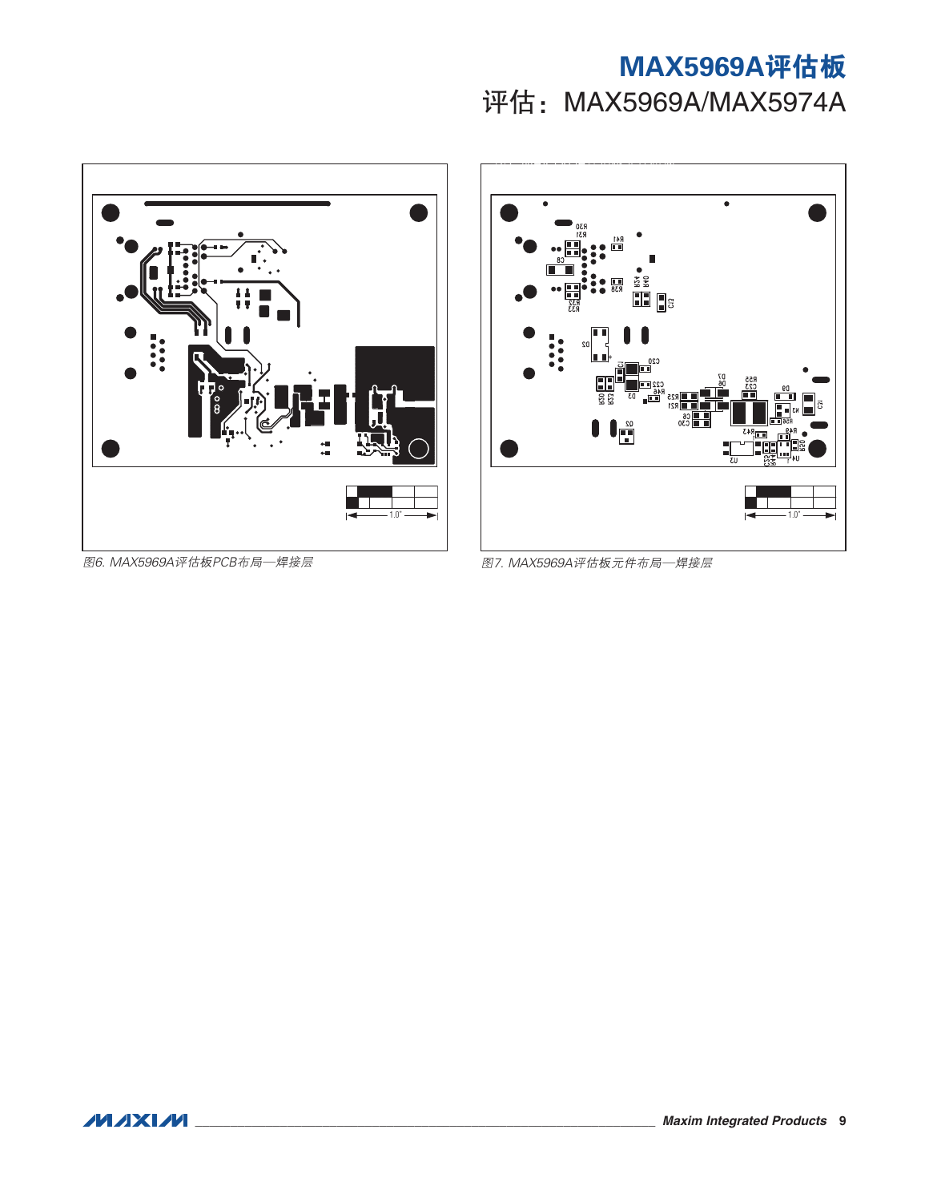图6. MAX5969A评估板PCB布局—焊接层

图7. MAX5969A评估板元件布局—焊接层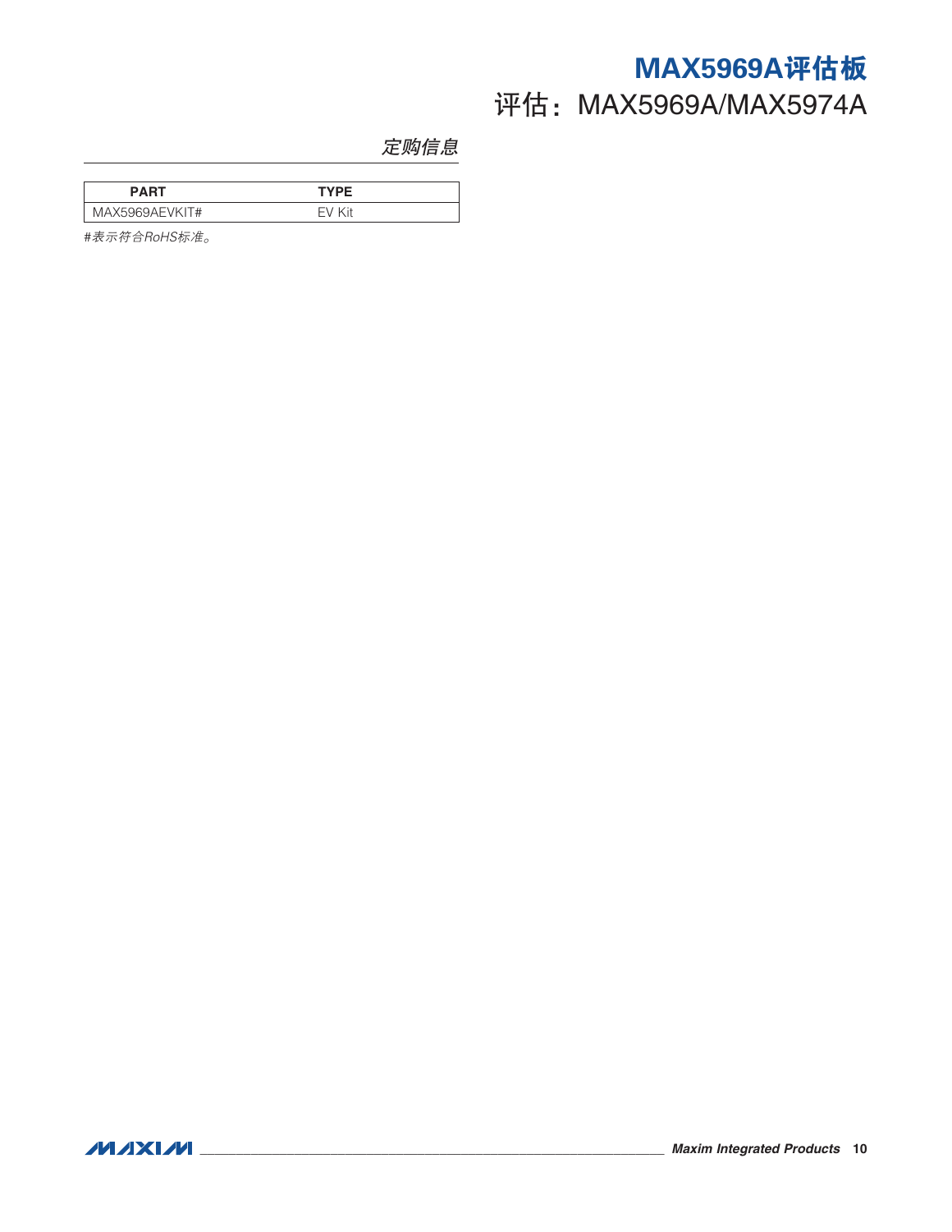## 定购信息

| PART | TYPE |
|---|---|
| MAX5969AEVKIT# | EV Kit |

*#表示符合RoHS标准。*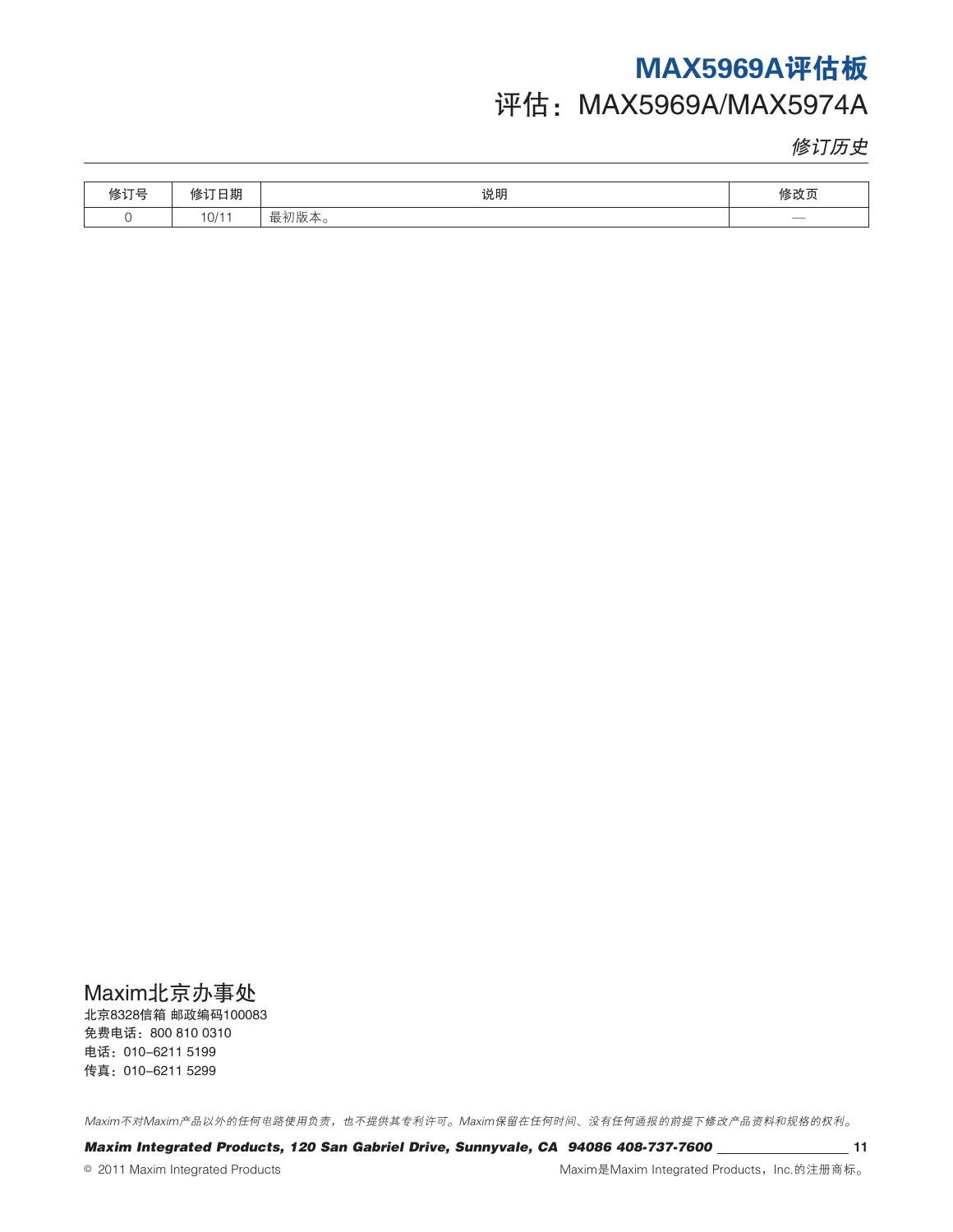# MAX5969A评估板

## 评估：MAX5969A/MAX5974A

### *修订历史*

| 修订号 | 修订日期 | 说明 | 修改页 |
|---|---|---|---|
| 0 | 10/11 | 最初版本。 | — |

## Maxim北京办事处

北京8328信箱 邮政编码100083
免费电话：800 810 0310
电话：010-6211 5199
传真：010-6211 5299

*Maxim不对Maxim产品以外的任何电路使用负责，也不提供其专利许可。Maxim保留在任何时间、没有任何通报的前提下修改产品资料和规格的权利。*

***Maxim Integrated Products, 120 San Gabriel Drive, Sunnyvale, CA 94086 408-737-7600***

© 2011 Maxim Integrated Products　　Maxim是Maxim Integrated Products，Inc.的注册商标。